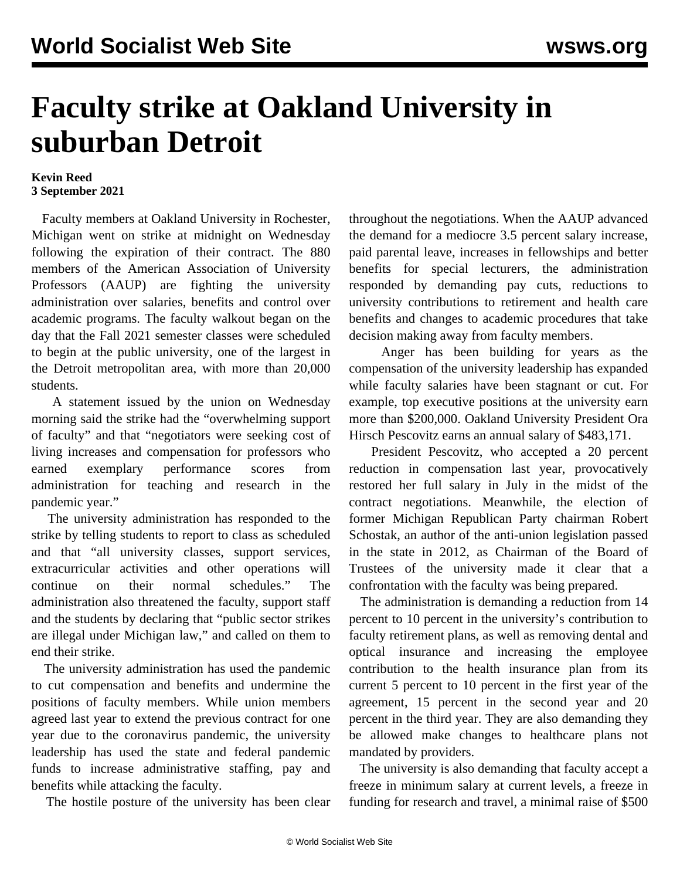# Faculty strike at Oakland University in suburban Detroit

**Kevin Reed**
**3 September 2021**

Faculty members at Oakland University in Rochester, Michigan went on strike at midnight on Wednesday following the expiration of their contract. The 880 members of the American Association of University Professors (AAUP) are fighting the university administration over salaries, benefits and control over academic programs. The faculty walkout began on the day that the Fall 2021 semester classes were scheduled to begin at the public university, one of the largest in the Detroit metropolitan area, with more than 20,000 students.

A statement issued by the union on Wednesday morning said the strike had the "overwhelming support of faculty" and that "negotiators were seeking cost of living increases and compensation for professors who earned exemplary performance scores from administration for teaching and research in the pandemic year."

The university administration has responded to the strike by telling students to report to class as scheduled and that "all university classes, support services, extracurricular activities and other operations will continue on their normal schedules." The administration also threatened the faculty, support staff and the students by declaring that "public sector strikes are illegal under Michigan law," and called on them to end their strike.

The university administration has used the pandemic to cut compensation and benefits and undermine the positions of faculty members. While union members agreed last year to extend the previous contract for one year due to the coronavirus pandemic, the university leadership has used the state and federal pandemic funds to increase administrative staffing, pay and benefits while attacking the faculty.

The hostile posture of the university has been clear throughout the negotiations. When the AAUP advanced the demand for a mediocre 3.5 percent salary increase, paid parental leave, increases in fellowships and better benefits for special lecturers, the administration responded by demanding pay cuts, reductions to university contributions to retirement and health care benefits and changes to academic procedures that take decision making away from faculty members.

Anger has been building for years as the compensation of the university leadership has expanded while faculty salaries have been stagnant or cut. For example, top executive positions at the university earn more than $200,000. Oakland University President Ora Hirsch Pescovitz earns an annual salary of $483,171.

President Pescovitz, who accepted a 20 percent reduction in compensation last year, provocatively restored her full salary in July in the midst of the contract negotiations. Meanwhile, the election of former Michigan Republican Party chairman Robert Schostak, an author of the anti-union legislation passed in the state in 2012, as Chairman of the Board of Trustees of the university made it clear that a confrontation with the faculty was being prepared.

The administration is demanding a reduction from 14 percent to 10 percent in the university's contribution to faculty retirement plans, as well as removing dental and optical insurance and increasing the employee contribution to the health insurance plan from its current 5 percent to 10 percent in the first year of the agreement, 15 percent in the second year and 20 percent in the third year. They are also demanding they be allowed make changes to healthcare plans not mandated by providers.

The university is also demanding that faculty accept a freeze in minimum salary at current levels, a freeze in funding for research and travel, a minimal raise of $500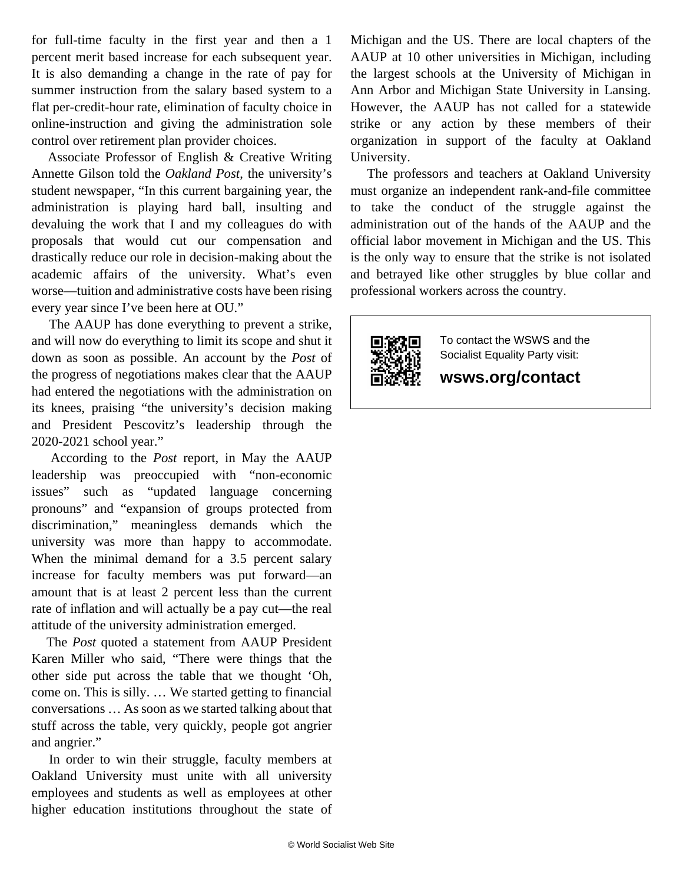for full-time faculty in the first year and then a 1 percent merit based increase for each subsequent year. It is also demanding a change in the rate of pay for summer instruction from the salary based system to a flat per-credit-hour rate, elimination of faculty choice in online-instruction and giving the administration sole control over retirement plan provider choices.

Associate Professor of English & Creative Writing Annette Gilson told the *Oakland Post*, the university's student newspaper, "In this current bargaining year, the administration is playing hard ball, insulting and devaluing the work that I and my colleagues do with proposals that would cut our compensation and drastically reduce our role in decision-making about the academic affairs of the university. What's even worse—tuition and administrative costs have been rising every year since I've been here at OU."

The AAUP has done everything to prevent a strike, and will now do everything to limit its scope and shut it down as soon as possible. An account by the *Post* of the progress of negotiations makes clear that the AAUP had entered the negotiations with the administration on its knees, praising "the university's decision making and President Pescovitz's leadership through the 2020-2021 school year."

According to the *Post* report, in May the AAUP leadership was preoccupied with "non-economic issues" such as "updated language concerning pronouns" and "expansion of groups protected from discrimination," meaningless demands which the university was more than happy to accommodate. When the minimal demand for a 3.5 percent salary increase for faculty members was put forward—an amount that is at least 2 percent less than the current rate of inflation and will actually be a pay cut—the real attitude of the university administration emerged.

The *Post* quoted a statement from AAUP President Karen Miller who said, "There were things that the other side put across the table that we thought 'Oh, come on. This is silly. … We started getting to financial conversations … As soon as we started talking about that stuff across the table, very quickly, people got angrier and angrier."

In order to win their struggle, faculty members at Oakland University must unite with all university employees and students as well as employees at other higher education institutions throughout the state of Michigan and the US. There are local chapters of the AAUP at 10 other universities in Michigan, including the largest schools at the University of Michigan in Ann Arbor and Michigan State University in Lansing. However, the AAUP has not called for a statewide strike or any action by these members of their organization in support of the faculty at Oakland University.

The professors and teachers at Oakland University must organize an independent rank-and-file committee to take the conduct of the struggle against the administration out of the hands of the AAUP and the official labor movement in Michigan and the US. This is the only way to ensure that the strike is not isolated and betrayed like other struggles by blue collar and professional workers across the country.

To contact the WSWS and the Socialist Equality Party visit:

**wsws.org/contact**